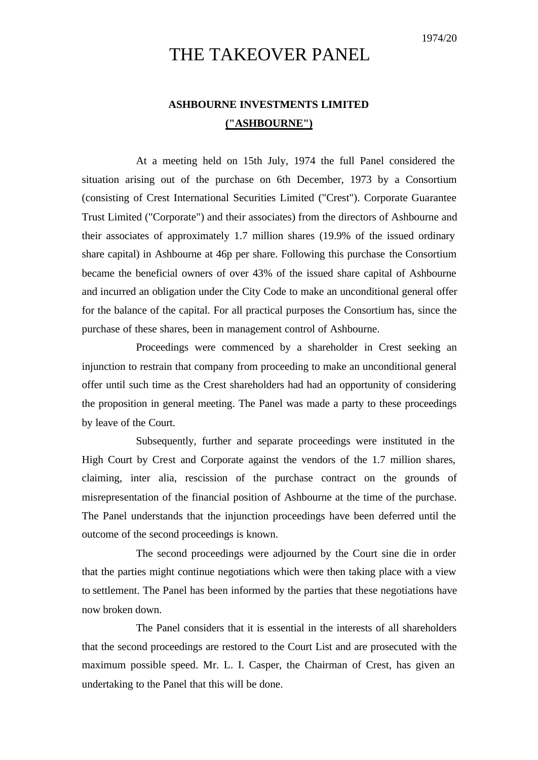1974/20

# THE TAKEOVER PANEL

## ASHBOURNE INVESTMENTS LIMITED
## ("ASHBOURNE")

At a meeting held on 15th July, 1974 the full Panel considered the situation arising out of the purchase on 6th December, 1973 by a Consortium (consisting of Crest International Securities Limited ("Crest"). Corporate Guarantee Trust Limited ("Corporate") and their associates) from the directors of Ashbourne and their associates of approximately 1.7 million shares (19.9% of the issued ordinary share capital) in Ashbourne at 46p per share. Following this purchase the Consortium became the beneficial owners of over 43% of the issued share capital of Ashbourne and incurred an obligation under the City Code to make an unconditional general offer for the balance of the capital. For all practical purposes the Consortium has, since the purchase of these shares, been in management control of Ashbourne.

Proceedings were commenced by a shareholder in Crest seeking an injunction to restrain that company from proceeding to make an unconditional general offer until such time as the Crest shareholders had had an opportunity of considering the proposition in general meeting. The Panel was made a party to these proceedings by leave of the Court.

Subsequently, further and separate proceedings were instituted in the High Court by Crest and Corporate against the vendors of the 1.7 million shares, claiming, inter alia, rescission of the purchase contract on the grounds of misrepresentation of the financial position of Ashbourne at the time of the purchase. The Panel understands that the injunction proceedings have been deferred until the outcome of the second proceedings is known.

The second proceedings were adjourned by the Court sine die in order that the parties might continue negotiations which were then taking place with a view to settlement. The Panel has been informed by the parties that these negotiations have now broken down.

The Panel considers that it is essential in the interests of all shareholders that the second proceedings are restored to the Court List and are prosecuted with the maximum possible speed. Mr. L. I. Casper, the Chairman of Crest, has given an undertaking to the Panel that this will be done.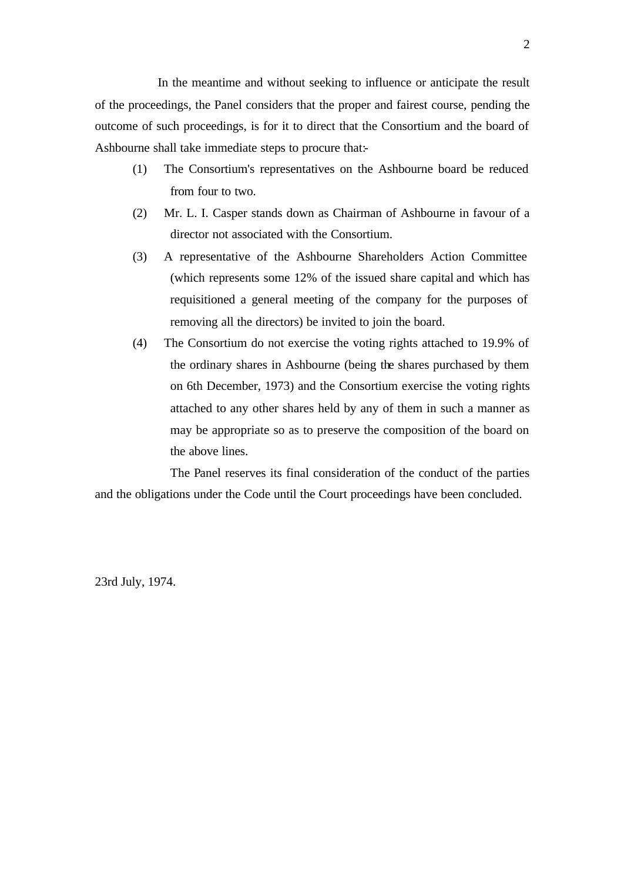In the meantime and without seeking to influence or anticipate the result of the proceedings, the Panel considers that the proper and fairest course, pending the outcome of such proceedings, is for it to direct that the Consortium and the board of Ashbourne shall take immediate steps to procure that:-

(1) The Consortium's representatives on the Ashbourne board be reduced from four to two.

(2) Mr. L. I. Casper stands down as Chairman of Ashbourne in favour of a director not associated with the Consortium.

(3) A representative of the Ashbourne Shareholders Action Committee (which represents some 12% of the issued share capital and which has requisitioned a general meeting of the company for the purposes of removing all the directors) be invited to join the board.

(4) The Consortium do not exercise the voting rights attached to 19.9% of the ordinary shares in Ashbourne (being the shares purchased by them on 6th December, 1973) and the Consortium exercise the voting rights attached to any other shares held by any of them in such a manner as may be appropriate so as to preserve the composition of the board on the above lines.

The Panel reserves its final consideration of the conduct of the parties and the obligations under the Code until the Court proceedings have been concluded.

23rd July, 1974.